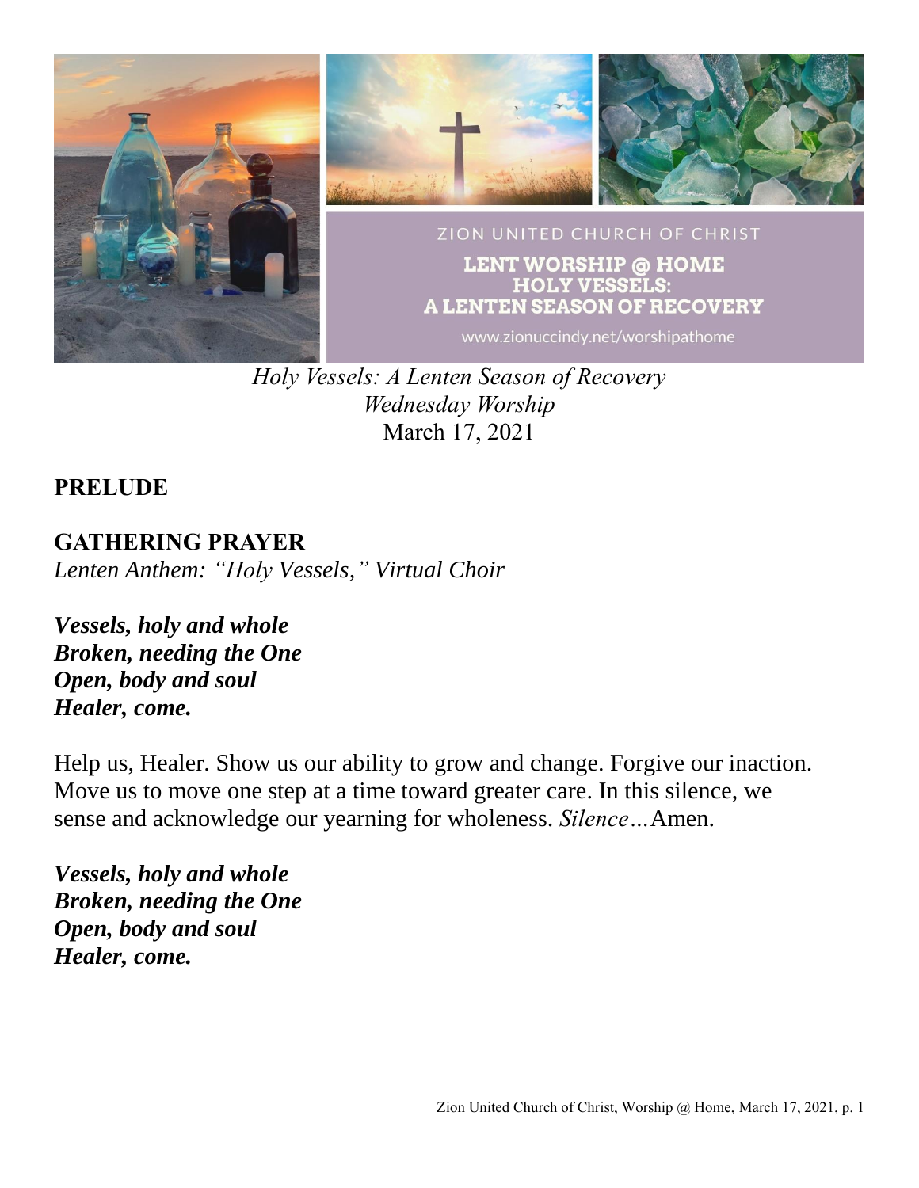ZION UNITED CHURCH OF CHRIST

LENT WORSHIP @ HOME
HOLY VESSELS:
A LENTEN SEASON OF RECOVERY

www.zionuccindy.net/worshipathome

*Holy Vessels: A Lenten Season of Recovery*
*Wednesday Worship*
March 17, 2021

## PRELUDE

## GATHERING PRAYER

*Lenten Anthem: "Holy Vessels," Virtual Choir*

***Vessels, holy and whole***
***Broken, needing the One***
***Open, body and soul***
***Healer, come.***

Help us, Healer. Show us our ability to grow and change. Forgive our inaction. Move us to move one step at a time toward greater care. In this silence, we sense and acknowledge our yearning for wholeness. *Silence…*Amen.

***Vessels, holy and whole***
***Broken, needing the One***
***Open, body and soul***
***Healer, come.***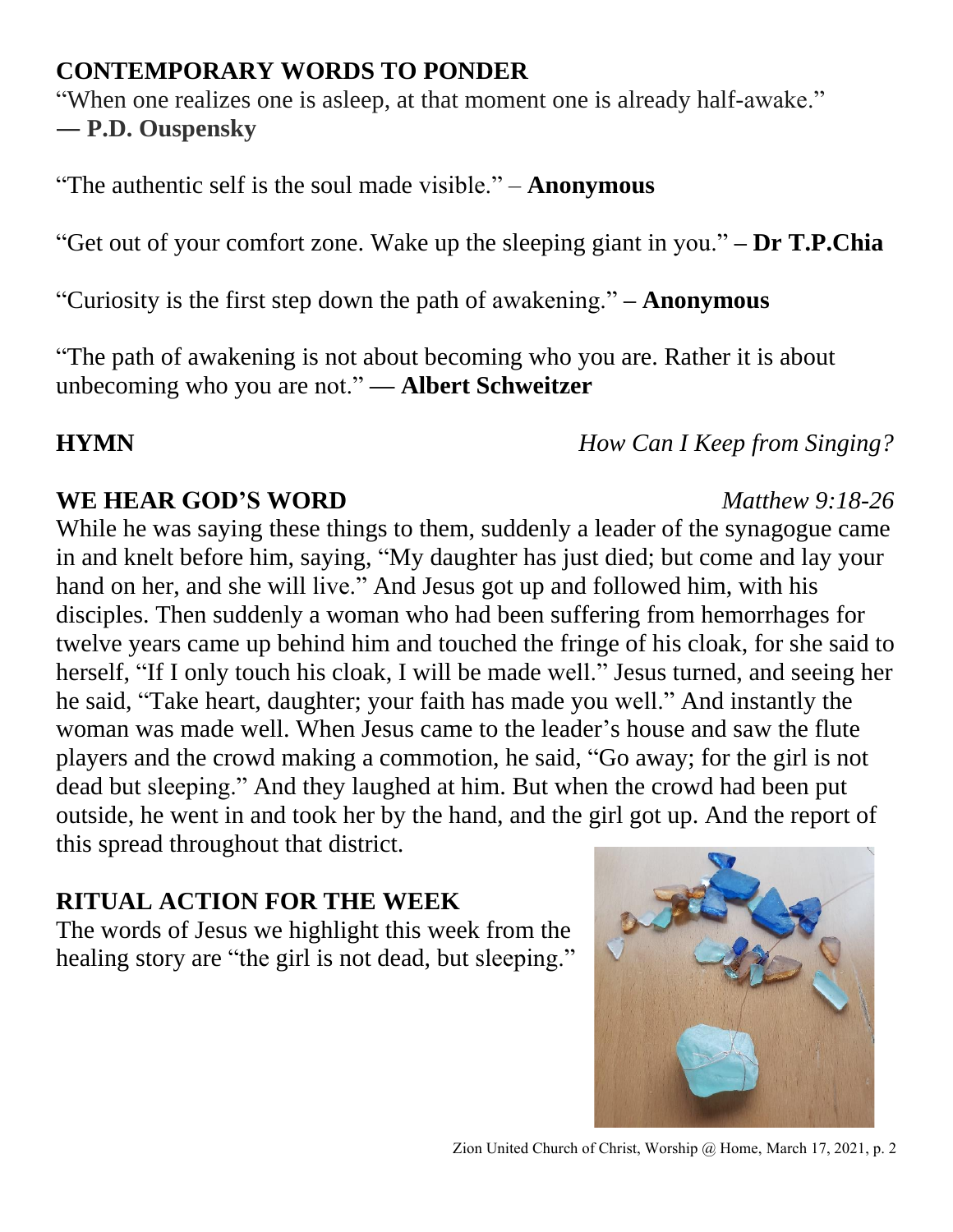## CONTEMPORARY WORDS TO PONDER

"When one realizes one is asleep, at that moment one is already half-awake."
**― P.D. Ouspensky**

"The authentic self is the soul made visible." – **Anonymous**

"Get out of your comfort zone. Wake up the sleeping giant in you." **– Dr T.P.Chia**

"Curiosity is the first step down the path of awakening." **– Anonymous**

"The path of awakening is not about becoming who you are. Rather it is about unbecoming who you are not." **— Albert Schweitzer**

**HYMN** *How Can I Keep from Singing?*

## WE HEAR GOD'S WORD *Matthew 9:18-26*

While he was saying these things to them, suddenly a leader of the synagogue came in and knelt before him, saying, "My daughter has just died; but come and lay your hand on her, and she will live." And Jesus got up and followed him, with his disciples. Then suddenly a woman who had been suffering from hemorrhages for twelve years came up behind him and touched the fringe of his cloak, for she said to herself, "If I only touch his cloak, I will be made well." Jesus turned, and seeing her he said, "Take heart, daughter; your faith has made you well." And instantly the woman was made well. When Jesus came to the leader's house and saw the flute players and the crowd making a commotion, he said, "Go away; for the girl is not dead but sleeping." And they laughed at him. But when the crowd had been put outside, he went in and took her by the hand, and the girl got up. And the report of this spread throughout that district.

## RITUAL ACTION FOR THE WEEK

The words of Jesus we highlight this week from the healing story are "the girl is not dead, but sleeping."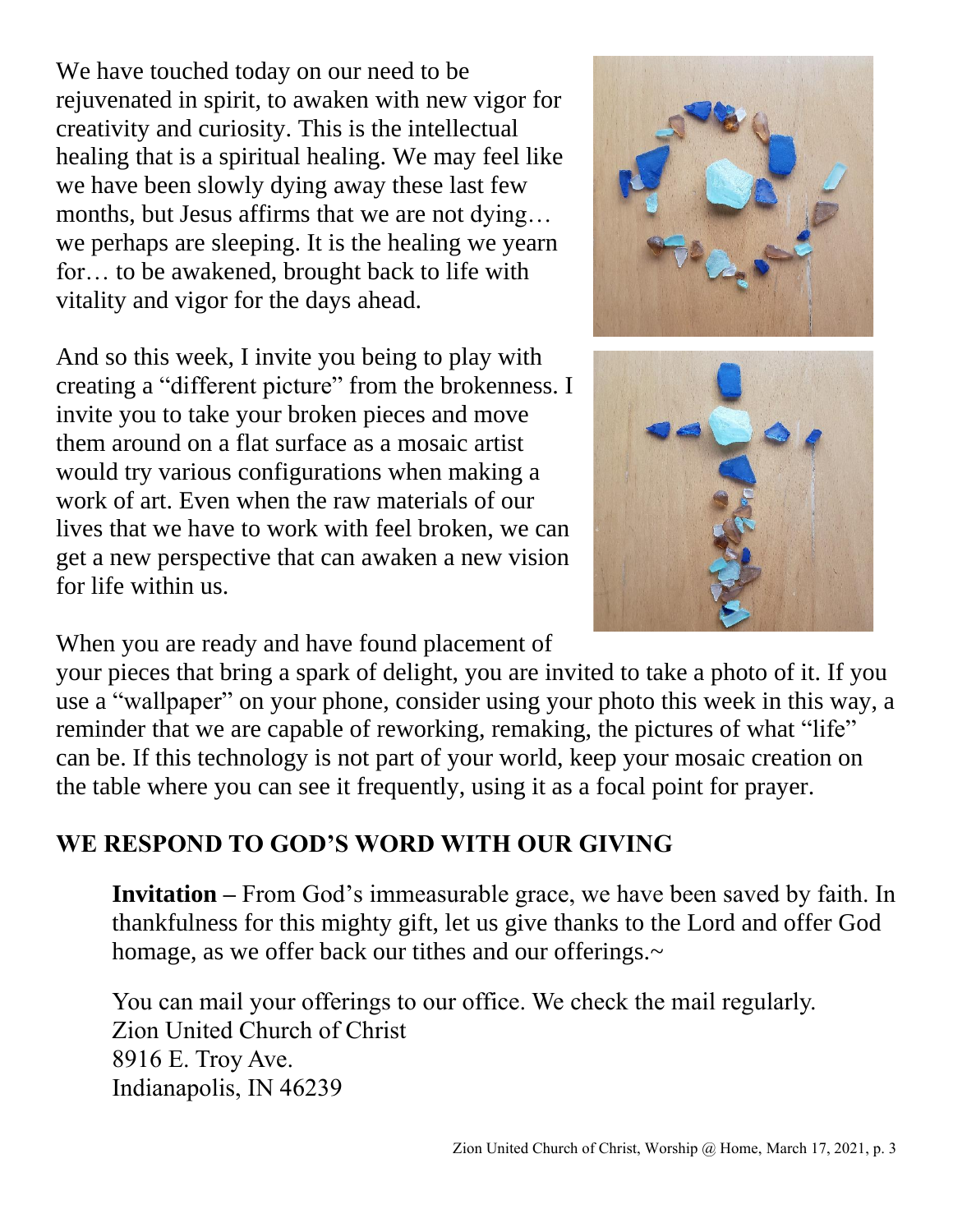We have touched today on our need to be rejuvenated in spirit, to awaken with new vigor for creativity and curiosity. This is the intellectual healing that is a spiritual healing. We may feel like we have been slowly dying away these last few months, but Jesus affirms that we are not dying… we perhaps are sleeping. It is the healing we yearn for… to be awakened, brought back to life with vitality and vigor for the days ahead.

And so this week, I invite you being to play with creating a "different picture" from the brokenness. I invite you to take your broken pieces and move them around on a flat surface as a mosaic artist would try various configurations when making a work of art. Even when the raw materials of our lives that we have to work with feel broken, we can get a new perspective that can awaken a new vision for life within us.

When you are ready and have found placement of your pieces that bring a spark of delight, you are invited to take a photo of it. If you use a "wallpaper" on your phone, consider using your photo this week in this way, a reminder that we are capable of reworking, remaking, the pictures of what "life" can be. If this technology is not part of your world, keep your mosaic creation on the table where you can see it frequently, using it as a focal point for prayer.

## WE RESPOND TO GOD'S WORD WITH OUR GIVING

**Invitation –** From God's immeasurable grace, we have been saved by faith. In thankfulness for this mighty gift, let us give thanks to the Lord and offer God homage, as we offer back our tithes and our offerings.~

You can mail your offerings to our office. We check the mail regularly.
Zion United Church of Christ
8916 E. Troy Ave.
Indianapolis, IN 46239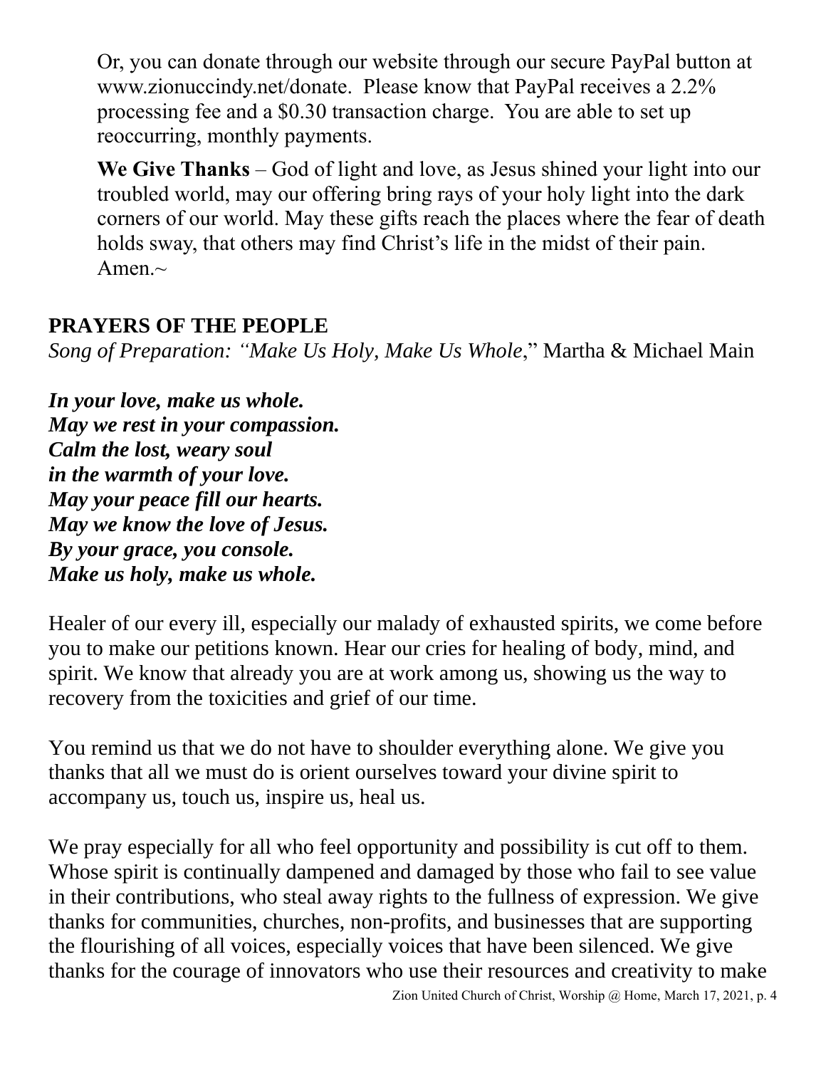Or, you can donate through our website through our secure PayPal button at www.zionuccindy.net/donate. Please know that PayPal receives a 2.2% processing fee and a $0.30 transaction charge. You are able to set up reoccurring, monthly payments.

**We Give Thanks** – God of light and love, as Jesus shined your light into our troubled world, may our offering bring rays of your holy light into the dark corners of our world. May these gifts reach the places where the fear of death holds sway, that others may find Christ's life in the midst of their pain. Amen.~

## PRAYERS OF THE PEOPLE

*Song of Preparation: "Make Us Holy, Make Us Whole*," Martha & Michael Main

***In your love, make us whole.***
***May we rest in your compassion.***
***Calm the lost, weary soul***
***in the warmth of your love.***
***May your peace fill our hearts.***
***May we know the love of Jesus.***
***By your grace, you console.***
***Make us holy, make us whole.***

Healer of our every ill, especially our malady of exhausted spirits, we come before you to make our petitions known. Hear our cries for healing of body, mind, and spirit. We know that already you are at work among us, showing us the way to recovery from the toxicities and grief of our time.

You remind us that we do not have to shoulder everything alone. We give you thanks that all we must do is orient ourselves toward your divine spirit to accompany us, touch us, inspire us, heal us.

We pray especially for all who feel opportunity and possibility is cut off to them. Whose spirit is continually dampened and damaged by those who fail to see value in their contributions, who steal away rights to the fullness of expression. We give thanks for communities, churches, non-profits, and businesses that are supporting the flourishing of all voices, especially voices that have been silenced. We give thanks for the courage of innovators who use their resources and creativity to make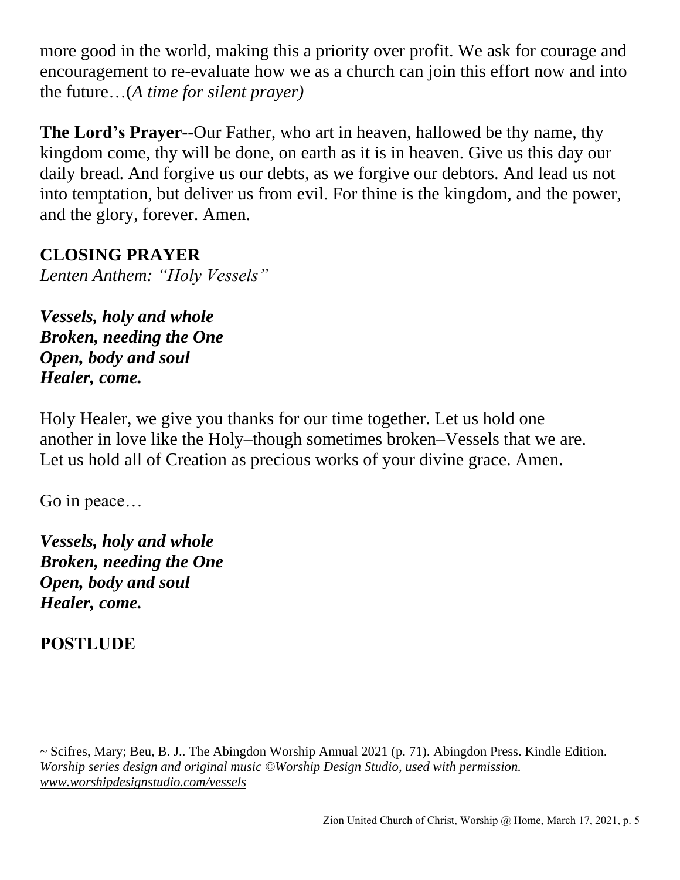more good in the world, making this a priority over profit. We ask for courage and encouragement to re-evaluate how we as a church can join this effort now and into the future…(*A time for silent prayer)*

**The Lord's Prayer--**Our Father, who art in heaven, hallowed be thy name, thy kingdom come, thy will be done, on earth as it is in heaven. Give us this day our daily bread. And forgive us our debts, as we forgive our debtors. And lead us not into temptation, but deliver us from evil. For thine is the kingdom, and the power, and the glory, forever. Amen.

**CLOSING PRAYER**

*Lenten Anthem: "Holy Vessels"*

***Vessels, holy and whole***
***Broken, needing the One***
***Open, body and soul***
***Healer, come.***

Holy Healer, we give you thanks for our time together. Let us hold one another in love like the Holy–though sometimes broken–Vessels that we are. Let us hold all of Creation as precious works of your divine grace. Amen.

Go in peace…

***Vessels, holy and whole***
***Broken, needing the One***
***Open, body and soul***
***Healer, come.***

**POSTLUDE**

~ Scifres, Mary; Beu, B. J.. The Abingdon Worship Annual 2021 (p. 71). Abingdon Press. Kindle Edition.
*Worship series design and original music ©Worship Design Studio, used with permission.*
*www.worshipdesignstudio.com/vessels*